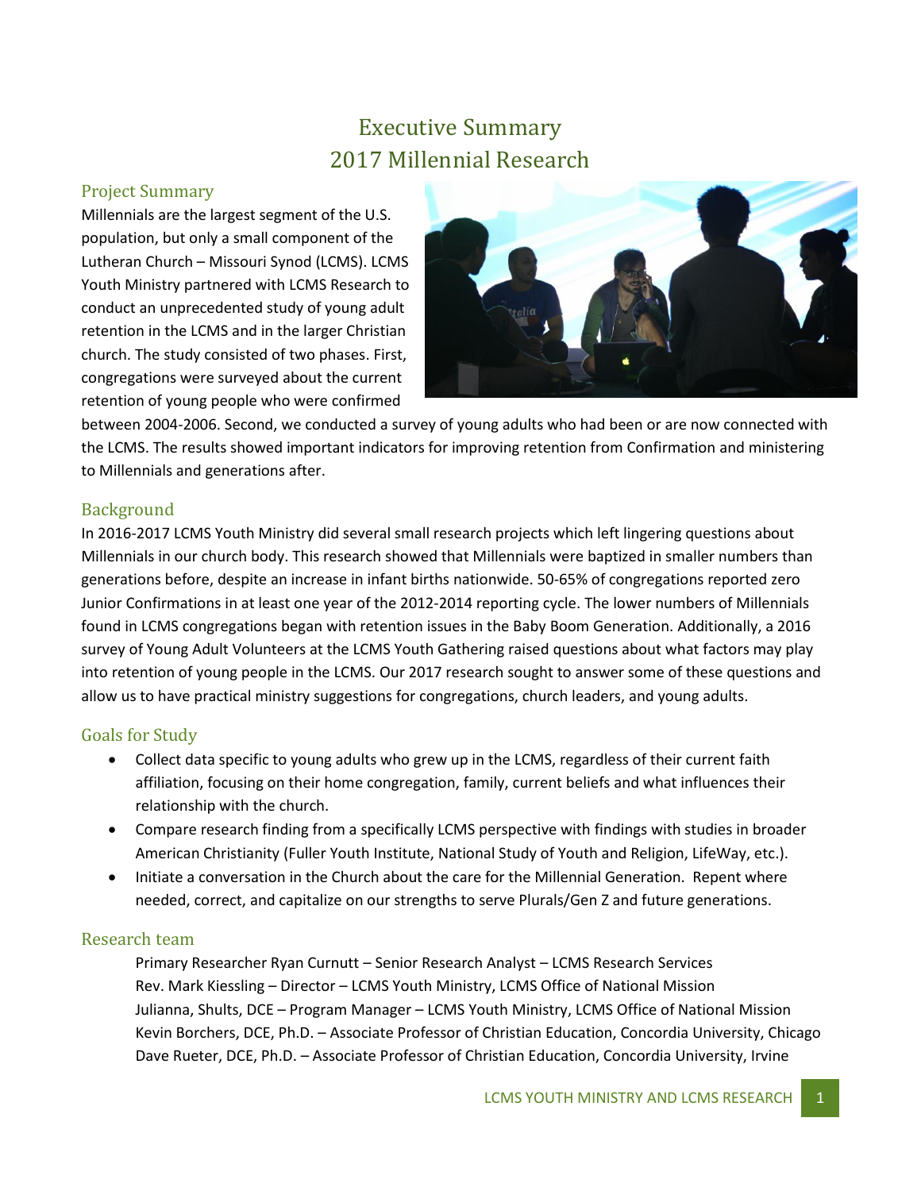# Executive Summary
# 2017 Millennial Research

## Project Summary

Millennials are the largest segment of the U.S. population, but only a small component of the Lutheran Church – Missouri Synod (LCMS). LCMS Youth Ministry partnered with LCMS Research to conduct an unprecedented study of young adult retention in the LCMS and in the larger Christian church. The study consisted of two phases. First, congregations were surveyed about the current retention of young people who were confirmed between 2004-2006. Second, we conducted a survey of young adults who had been or are now connected with the LCMS. The results showed important indicators for improving retention from Confirmation and ministering to Millennials and generations after.

## Background

In 2016-2017 LCMS Youth Ministry did several small research projects which left lingering questions about Millennials in our church body. This research showed that Millennials were baptized in smaller numbers than generations before, despite an increase in infant births nationwide. 50-65% of congregations reported zero Junior Confirmations in at least one year of the 2012-2014 reporting cycle. The lower numbers of Millennials found in LCMS congregations began with retention issues in the Baby Boom Generation. Additionally, a 2016 survey of Young Adult Volunteers at the LCMS Youth Gathering raised questions about what factors may play into retention of young people in the LCMS. Our 2017 research sought to answer some of these questions and allow us to have practical ministry suggestions for congregations, church leaders, and young adults.

## Goals for Study

- Collect data specific to young adults who grew up in the LCMS, regardless of their current faith affiliation, focusing on their home congregation, family, current beliefs and what influences their relationship with the church.
- Compare research finding from a specifically LCMS perspective with findings with studies in broader American Christianity (Fuller Youth Institute, National Study of Youth and Religion, LifeWay, etc.).
- Initiate a conversation in the Church about the care for the Millennial Generation. Repent where needed, correct, and capitalize on our strengths to serve Plurals/Gen Z and future generations.

## Research team

Primary Researcher Ryan Curnutt – Senior Research Analyst – LCMS Research Services
Rev. Mark Kiessling – Director – LCMS Youth Ministry, LCMS Office of National Mission
Julianna, Shults, DCE – Program Manager – LCMS Youth Ministry, LCMS Office of National Mission
Kevin Borchers, DCE, Ph.D. – Associate Professor of Christian Education, Concordia University, Chicago
Dave Rueter, DCE, Ph.D. – Associate Professor of Christian Education, Concordia University, Irvine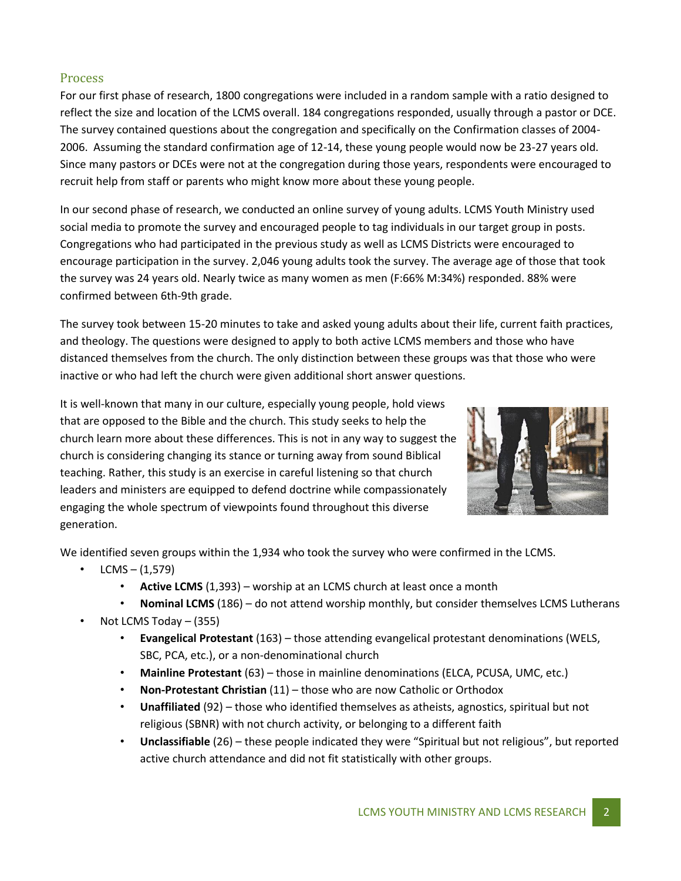## Process

For our first phase of research, 1800 congregations were included in a random sample with a ratio designed to reflect the size and location of the LCMS overall. 184 congregations responded, usually through a pastor or DCE. The survey contained questions about the congregation and specifically on the Confirmation classes of 2004-2006. Assuming the standard confirmation age of 12-14, these young people would now be 23-27 years old. Since many pastors or DCEs were not at the congregation during those years, respondents were encouraged to recruit help from staff or parents who might know more about these young people.

In our second phase of research, we conducted an online survey of young adults. LCMS Youth Ministry used social media to promote the survey and encouraged people to tag individuals in our target group in posts. Congregations who had participated in the previous study as well as LCMS Districts were encouraged to encourage participation in the survey. 2,046 young adults took the survey. The average age of those that took the survey was 24 years old. Nearly twice as many women as men (F:66% M:34%) responded. 88% were confirmed between 6th-9th grade.

The survey took between 15-20 minutes to take and asked young adults about their life, current faith practices, and theology. The questions were designed to apply to both active LCMS members and those who have distanced themselves from the church. The only distinction between these groups was that those who were inactive or who had left the church were given additional short answer questions.

It is well-known that many in our culture, especially young people, hold views that are opposed to the Bible and the church. This study seeks to help the church learn more about these differences. This is not in any way to suggest the church is considering changing its stance or turning away from sound Biblical teaching. Rather, this study is an exercise in careful listening so that church leaders and ministers are equipped to defend doctrine while compassionately engaging the whole spectrum of viewpoints found throughout this diverse generation.

We identified seven groups within the 1,934 who took the survey who were confirmed in the LCMS.

- LCMS – (1,579)
  - **Active LCMS** (1,393) – worship at an LCMS church at least once a month
  - **Nominal LCMS** (186) – do not attend worship monthly, but consider themselves LCMS Lutherans
- Not LCMS Today – (355)
  - **Evangelical Protestant** (163) – those attending evangelical protestant denominations (WELS, SBC, PCA, etc.), or a non-denominational church
  - **Mainline Protestant** (63) – those in mainline denominations (ELCA, PCUSA, UMC, etc.)
  - **Non-Protestant Christian** (11) – those who are now Catholic or Orthodox
  - **Unaffiliated** (92) – those who identified themselves as atheists, agnostics, spiritual but not religious (SBNR) with not church activity, or belonging to a different faith
  - **Unclassifiable** (26) – these people indicated they were "Spiritual but not religious", but reported active church attendance and did not fit statistically with other groups.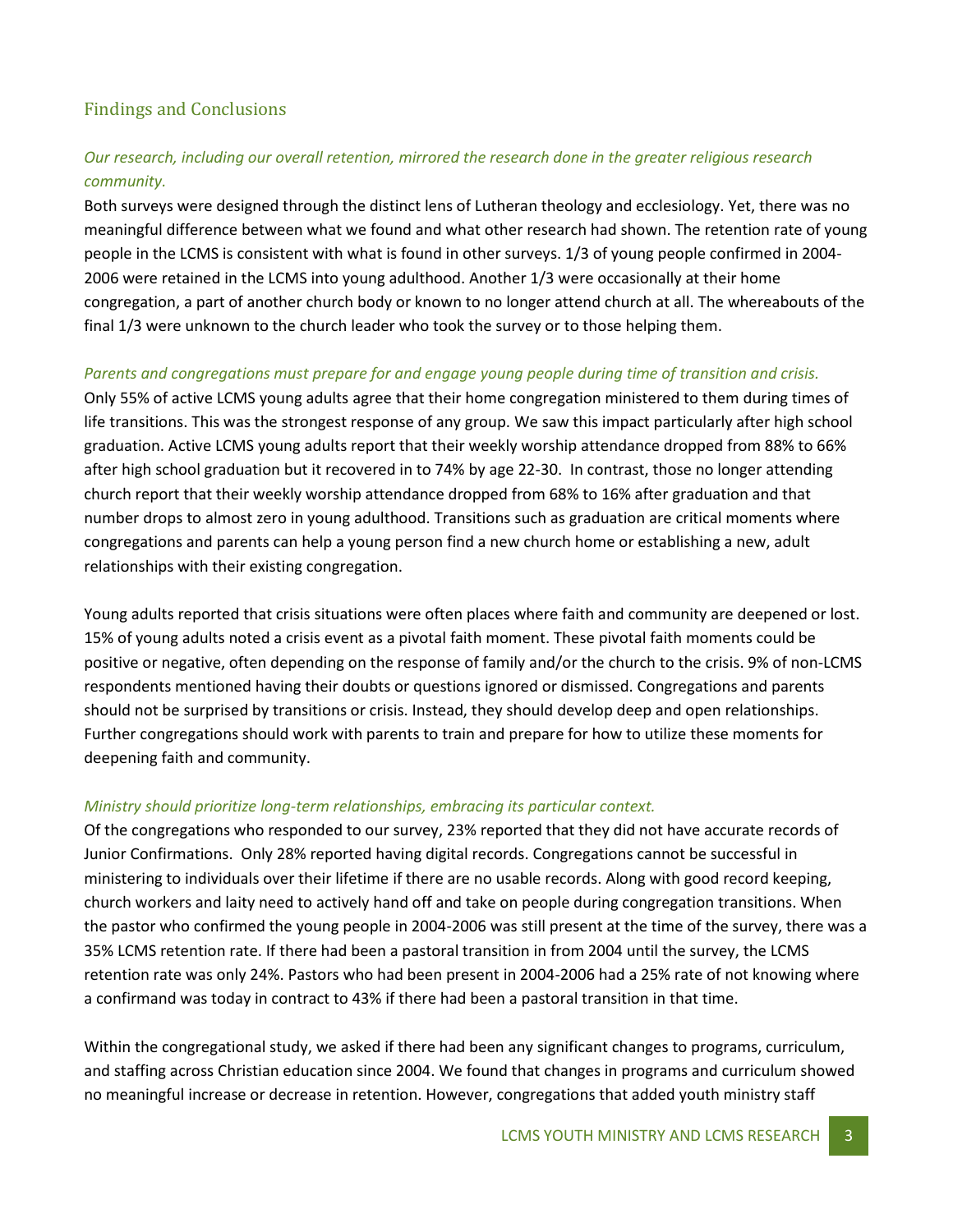## Findings and Conclusions

*Our research, including our overall retention, mirrored the research done in the greater religious research community.*

Both surveys were designed through the distinct lens of Lutheran theology and ecclesiology. Yet, there was no meaningful difference between what we found and what other research had shown. The retention rate of young people in the LCMS is consistent with what is found in other surveys. 1/3 of young people confirmed in 2004-2006 were retained in the LCMS into young adulthood. Another 1/3 were occasionally at their home congregation, a part of another church body or known to no longer attend church at all. The whereabouts of the final 1/3 were unknown to the church leader who took the survey or to those helping them.

*Parents and congregations must prepare for and engage young people during time of transition and crisis.*

Only 55% of active LCMS young adults agree that their home congregation ministered to them during times of life transitions. This was the strongest response of any group. We saw this impact particularly after high school graduation. Active LCMS young adults report that their weekly worship attendance dropped from 88% to 66% after high school graduation but it recovered in to 74% by age 22-30. In contrast, those no longer attending church report that their weekly worship attendance dropped from 68% to 16% after graduation and that number drops to almost zero in young adulthood. Transitions such as graduation are critical moments where congregations and parents can help a young person find a new church home or establishing a new, adult relationships with their existing congregation.

Young adults reported that crisis situations were often places where faith and community are deepened or lost. 15% of young adults noted a crisis event as a pivotal faith moment. These pivotal faith moments could be positive or negative, often depending on the response of family and/or the church to the crisis. 9% of non-LCMS respondents mentioned having their doubts or questions ignored or dismissed. Congregations and parents should not be surprised by transitions or crisis. Instead, they should develop deep and open relationships. Further congregations should work with parents to train and prepare for how to utilize these moments for deepening faith and community.

*Ministry should prioritize long-term relationships, embracing its particular context.*

Of the congregations who responded to our survey, 23% reported that they did not have accurate records of Junior Confirmations. Only 28% reported having digital records. Congregations cannot be successful in ministering to individuals over their lifetime if there are no usable records. Along with good record keeping, church workers and laity need to actively hand off and take on people during congregation transitions. When the pastor who confirmed the young people in 2004-2006 was still present at the time of the survey, there was a 35% LCMS retention rate. If there had been a pastoral transition in from 2004 until the survey, the LCMS retention rate was only 24%. Pastors who had been present in 2004-2006 had a 25% rate of not knowing where a confirmand was today in contract to 43% if there had been a pastoral transition in that time.

Within the congregational study, we asked if there had been any significant changes to programs, curriculum, and staffing across Christian education since 2004. We found that changes in programs and curriculum showed no meaningful increase or decrease in retention. However, congregations that added youth ministry staff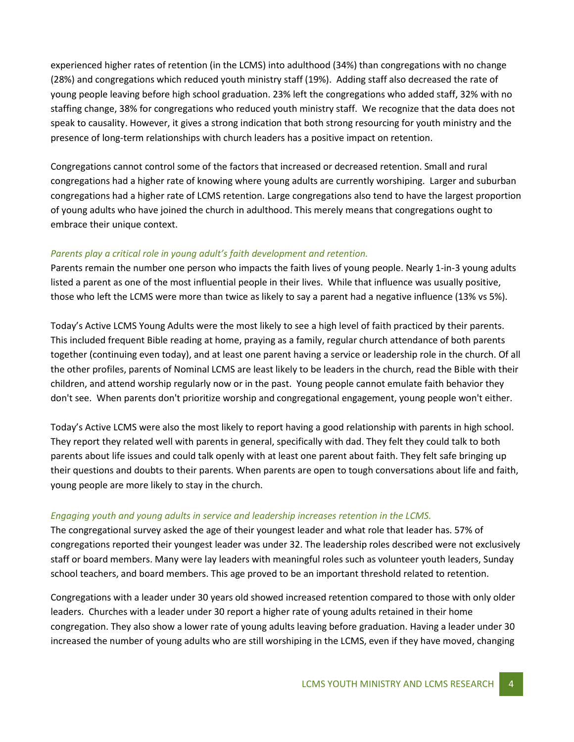experienced higher rates of retention (in the LCMS) into adulthood (34%) than congregations with no change (28%) and congregations which reduced youth ministry staff (19%). Adding staff also decreased the rate of young people leaving before high school graduation. 23% left the congregations who added staff, 32% with no staffing change, 38% for congregations who reduced youth ministry staff. We recognize that the data does not speak to causality. However, it gives a strong indication that both strong resourcing for youth ministry and the presence of long-term relationships with church leaders has a positive impact on retention.

Congregations cannot control some of the factors that increased or decreased retention. Small and rural congregations had a higher rate of knowing where young adults are currently worshiping. Larger and suburban congregations had a higher rate of LCMS retention. Large congregations also tend to have the largest proportion of young adults who have joined the church in adulthood. This merely means that congregations ought to embrace their unique context.

*Parents play a critical role in young adult's faith development and retention.*

Parents remain the number one person who impacts the faith lives of young people. Nearly 1-in-3 young adults listed a parent as one of the most influential people in their lives. While that influence was usually positive, those who left the LCMS were more than twice as likely to say a parent had a negative influence (13% vs 5%).

Today's Active LCMS Young Adults were the most likely to see a high level of faith practiced by their parents. This included frequent Bible reading at home, praying as a family, regular church attendance of both parents together (continuing even today), and at least one parent having a service or leadership role in the church. Of all the other profiles, parents of Nominal LCMS are least likely to be leaders in the church, read the Bible with their children, and attend worship regularly now or in the past. Young people cannot emulate faith behavior they don't see. When parents don't prioritize worship and congregational engagement, young people won't either.

Today's Active LCMS were also the most likely to report having a good relationship with parents in high school. They report they related well with parents in general, specifically with dad. They felt they could talk to both parents about life issues and could talk openly with at least one parent about faith. They felt safe bringing up their questions and doubts to their parents. When parents are open to tough conversations about life and faith, young people are more likely to stay in the church.

*Engaging youth and young adults in service and leadership increases retention in the LCMS.*

The congregational survey asked the age of their youngest leader and what role that leader has. 57% of congregations reported their youngest leader was under 32. The leadership roles described were not exclusively staff or board members. Many were lay leaders with meaningful roles such as volunteer youth leaders, Sunday school teachers, and board members. This age proved to be an important threshold related to retention.

Congregations with a leader under 30 years old showed increased retention compared to those with only older leaders. Churches with a leader under 30 report a higher rate of young adults retained in their home congregation. They also show a lower rate of young adults leaving before graduation. Having a leader under 30 increased the number of young adults who are still worshiping in the LCMS, even if they have moved, changing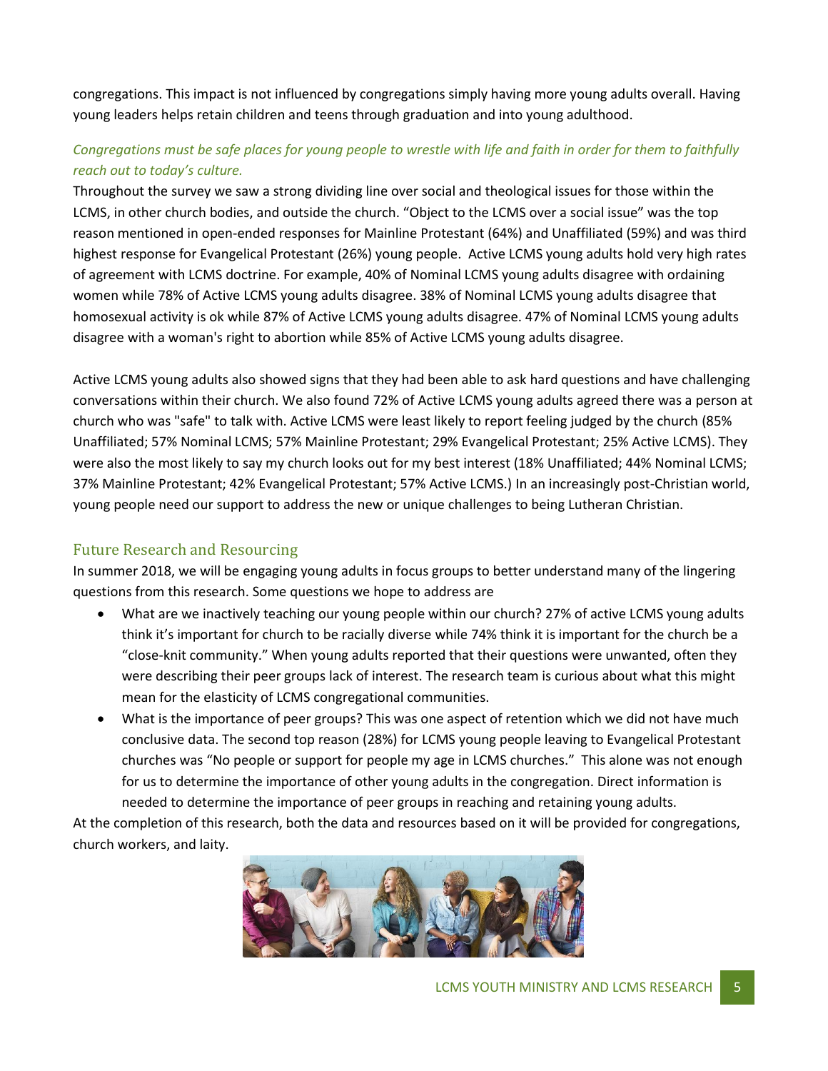congregations. This impact is not influenced by congregations simply having more young adults overall. Having young leaders helps retain children and teens through graduation and into young adulthood.

*Congregations must be safe places for young people to wrestle with life and faith in order for them to faithfully reach out to today's culture.*

Throughout the survey we saw a strong dividing line over social and theological issues for those within the LCMS, in other church bodies, and outside the church. "Object to the LCMS over a social issue" was the top reason mentioned in open-ended responses for Mainline Protestant (64%) and Unaffiliated (59%) and was third highest response for Evangelical Protestant (26%) young people. Active LCMS young adults hold very high rates of agreement with LCMS doctrine. For example, 40% of Nominal LCMS young adults disagree with ordaining women while 78% of Active LCMS young adults disagree. 38% of Nominal LCMS young adults disagree that homosexual activity is ok while 87% of Active LCMS young adults disagree. 47% of Nominal LCMS young adults disagree with a woman's right to abortion while 85% of Active LCMS young adults disagree.

Active LCMS young adults also showed signs that they had been able to ask hard questions and have challenging conversations within their church. We also found 72% of Active LCMS young adults agreed there was a person at church who was "safe" to talk with. Active LCMS were least likely to report feeling judged by the church (85% Unaffiliated; 57% Nominal LCMS; 57% Mainline Protestant; 29% Evangelical Protestant; 25% Active LCMS). They were also the most likely to say my church looks out for my best interest (18% Unaffiliated; 44% Nominal LCMS; 37% Mainline Protestant; 42% Evangelical Protestant; 57% Active LCMS.) In an increasingly post-Christian world, young people need our support to address the new or unique challenges to being Lutheran Christian.

## Future Research and Resourcing

In summer 2018, we will be engaging young adults in focus groups to better understand many of the lingering questions from this research. Some questions we hope to address are

- What are we inactively teaching our young people within our church? 27% of active LCMS young adults think it's important for church to be racially diverse while 74% think it is important for the church be a "close-knit community." When young adults reported that their questions were unwanted, often they were describing their peer groups lack of interest. The research team is curious about what this might mean for the elasticity of LCMS congregational communities.
- What is the importance of peer groups? This was one aspect of retention which we did not have much conclusive data. The second top reason (28%) for LCMS young people leaving to Evangelical Protestant churches was "No people or support for people my age in LCMS churches." This alone was not enough for us to determine the importance of other young adults in the congregation. Direct information is needed to determine the importance of peer groups in reaching and retaining young adults.

At the completion of this research, both the data and resources based on it will be provided for congregations, church workers, and laity.